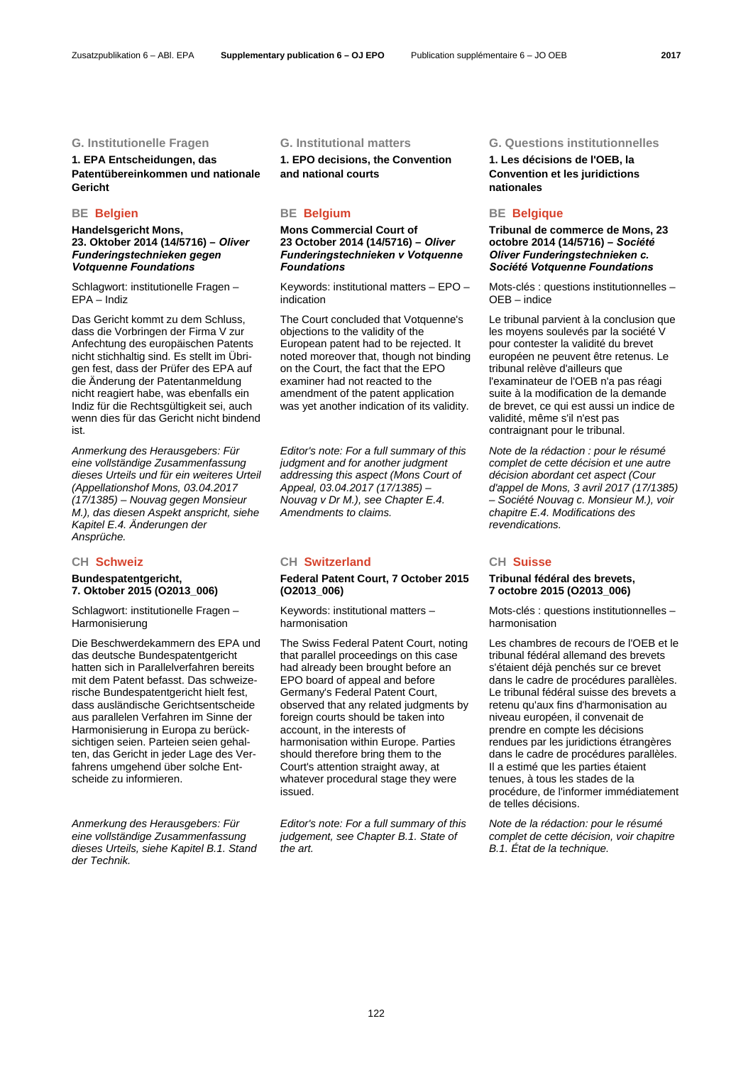## G. Institutionelle Fragen

### 1. EPA Entscheidungen, das Patentübereinkommen und nationale Gericht

### BE Belgien

**Handelsgericht Mons, 23. Oktober 2014 (14/5716) – *Oliver Funderingstechnieken gegen Votquenne Foundations***

Schlagwort: institutionelle Fragen – EPA – Indiz

Das Gericht kommt zu dem Schluss, dass die Vorbringen der Firma V zur Anfechtung des europäischen Patents nicht stichhaltig sind. Es stellt im Übrigen fest, dass der Prüfer des EPA auf die Änderung der Patentanmeldung nicht reagiert habe, was ebenfalls ein Indiz für die Rechtsgültigkeit sei, auch wenn dies für das Gericht nicht bindend ist.

*Anmerkung des Herausgebers: Für eine vollständige Zusammenfassung dieses Urteils und für ein weiteres Urteil (Appellationshof Mons, 03.04.2017 (17/1385) – Nouvag gegen Monsieur M.), das diesen Aspekt anspricht, siehe Kapitel E.4. Änderungen der Ansprüche.*

### CH Schweiz

**Bundespatentgericht, 7. Oktober 2015 (O2013_006)**

Schlagwort: institutionelle Fragen – Harmonisierung

Die Beschwerdekammern des EPA und das deutsche Bundespatentgericht hatten sich in Parallelverfahren bereits mit dem Patent befasst. Das schweizerische Bundespatentgericht hielt fest, dass ausländische Gerichtsentscheide aus parallelen Verfahren im Sinne der Harmonisierung in Europa zu berücksichtigen seien. Parteien seien gehalten, das Gericht in jeder Lage des Verfahrens umgehend über solche Entscheide zu informieren.

*Anmerkung des Herausgebers: Für eine vollständige Zusammenfassung dieses Urteils, siehe Kapitel B.1. Stand der Technik.*

## G. Institutional matters

### 1. EPO decisions, the Convention and national courts

### BE Belgium

**Mons Commercial Court of 23 October 2014 (14/5716) – *Oliver Funderingstechnieken v Votquenne Foundations***

Keywords: institutional matters – EPO – indication

The Court concluded that Votquenne's objections to the validity of the European patent had to be rejected. It noted moreover that, though not binding on the Court, the fact that the EPO examiner had not reacted to the amendment of the patent application was yet another indication of its validity.

*Editor's note: For a full summary of this judgment and for another judgment addressing this aspect (Mons Court of Appeal, 03.04.2017 (17/1385) – Nouvag v Dr M.), see Chapter E.4. Amendments to claims.*

### CH Switzerland

**Federal Patent Court, 7 October 2015 (O2013_006)**

Keywords: institutional matters – harmonisation

The Swiss Federal Patent Court, noting that parallel proceedings on this case had already been brought before an EPO board of appeal and before Germany's Federal Patent Court, observed that any related judgments by foreign courts should be taken into account, in the interests of harmonisation within Europe. Parties should therefore bring them to the Court's attention straight away, at whatever procedural stage they were issued.

*Editor's note: For a full summary of this judgement, see Chapter B.1. State of the art.*

## G. Questions institutionnelles

### 1. Les décisions de l'OEB, la Convention et les juridictions nationales

### BE Belgique

**Tribunal de commerce de Mons, 23 octobre 2014 (14/5716) – *Société Oliver Funderingstechnieken c. Société Votquenne Foundations***

Mots-clés : questions institutionnelles – OEB – indice

Le tribunal parvient à la conclusion que les moyens soulevés par la société V pour contester la validité du brevet européen ne peuvent être retenus. Le tribunal relève d'ailleurs que l'examinateur de l'OEB n'a pas réagi suite à la modification de la demande de brevet, ce qui est aussi un indice de validité, même s'il n'est pas contraignant pour le tribunal.

*Note de la rédaction : pour le résumé complet de cette décision et une autre décision abordant cet aspect (Cour d'appel de Mons, 3 avril 2017 (17/1385) – Société Nouvag c. Monsieur M.), voir chapitre E.4. Modifications des revendications.*

### CH Suisse

**Tribunal fédéral des brevets, 7 octobre 2015 (O2013_006)**

Mots-clés : questions institutionnelles – harmonisation

Les chambres de recours de l'OEB et le tribunal fédéral allemand des brevets s'étaient déjà penchés sur ce brevet dans le cadre de procédures parallèles. Le tribunal fédéral suisse des brevets a retenu qu'aux fins d'harmonisation au niveau européen, il convenait de prendre en compte les décisions rendues par les juridictions étrangères dans le cadre de procédures parallèles. Il a estimé que les parties étaient tenues, à tous les stades de la procédure, de l'informer immédiatement de telles décisions.

*Note de la rédaction: pour le résumé complet de cette décision, voir chapitre B.1. État de la technique.*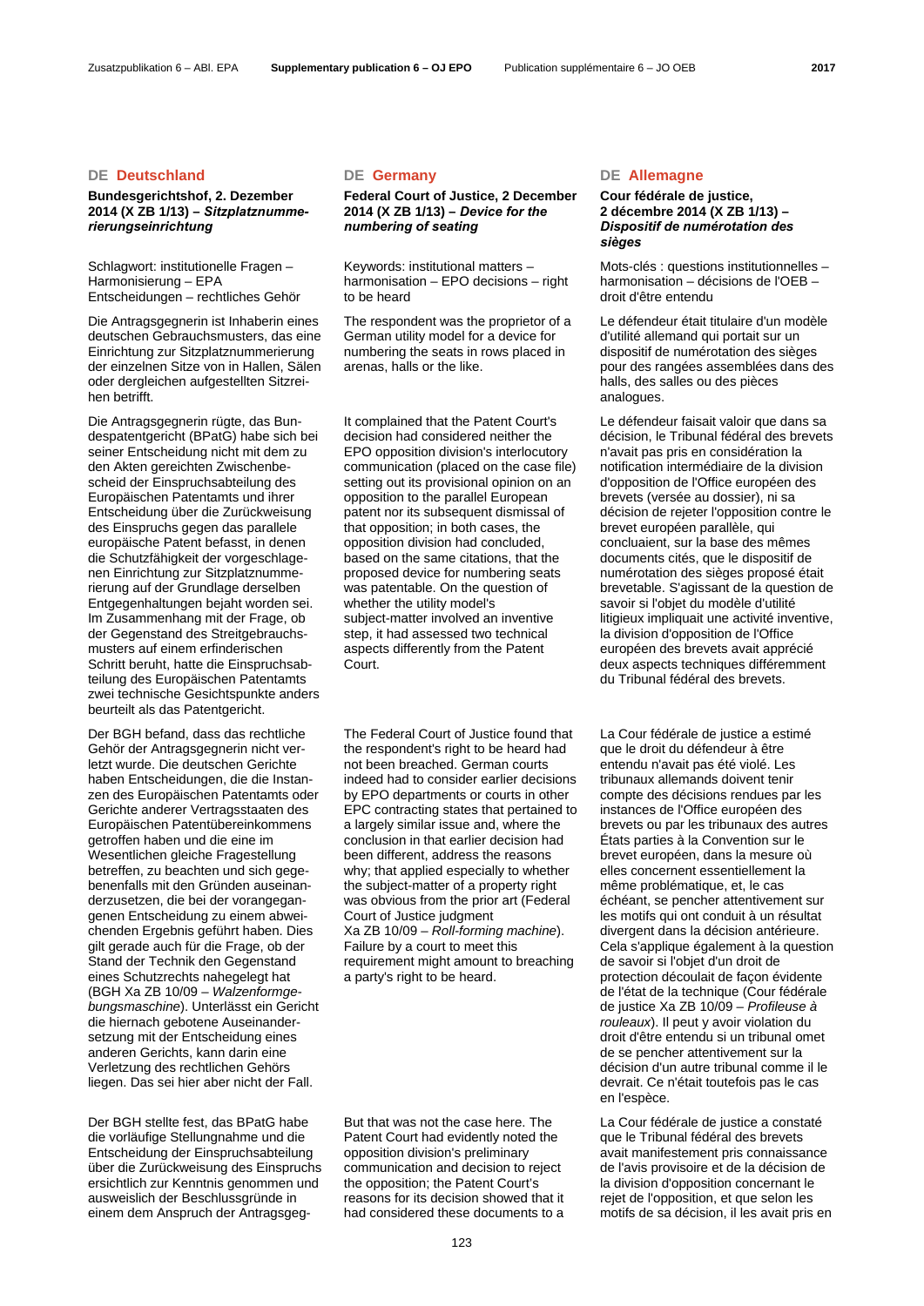## DE Deutschland

**Bundesgerichtshof, 2. Dezember 2014 (X ZB 1/13) – *Sitzplatznummerierungseinrichtung***

Schlagwort: institutionelle Fragen – Harmonisierung – EPA Entscheidungen – rechtliches Gehör

Die Antragsgegnerin ist Inhaberin eines deutschen Gebrauchsmusters, das eine Einrichtung zur Sitzplatznummerierung der einzelnen Sitze von in Hallen, Sälen oder dergleichen aufgestellten Sitzreihen betrifft.

Die Antragsgegnerin rügte, das Bundespatentgericht (BPatG) habe sich bei seiner Entscheidung nicht mit dem zu den Akten gereichten Zwischenbescheid der Einspruchsabteilung des Europäischen Patentamts und ihrer Entscheidung über die Zurückweisung des Einspruchs gegen das parallele europäische Patent befasst, in denen die Schutzfähigkeit der vorgeschlagenen Einrichtung zur Sitzplatznummerierung auf der Grundlage derselben Entgegenhaltungen bejaht worden sei. Im Zusammenhang mit der Frage, ob der Gegenstand des Streitgebrauchsmusters auf einem erfinderischen Schritt beruht, hatte die Einspruchsabteilung des Europäischen Patentamts zwei technische Gesichtspunkte anders beurteilt als das Patentgericht.

Der BGH befand, dass das rechtliche Gehör der Antragsgegnerin nicht verletzt wurde. Die deutschen Gerichte haben Entscheidungen, die die Instanzen des Europäischen Patentamts oder Gerichte anderer Vertragsstaaten des Europäischen Patentübereinkommens getroffen haben und die eine im Wesentlichen gleiche Fragestellung betreffen, zu beachten und sich gegebenenfalls mit den Gründen auseinanderzusetzen, die bei der vorangegangenen Entscheidung zu einem abweichenden Ergebnis geführt haben. Dies gilt gerade auch für die Frage, ob der Stand der Technik den Gegenstand eines Schutzrechts nahegelegt hat (BGH Xa ZB 10/09 – *Walzenformgebungsmaschine*). Unterlässt ein Gericht die hiernach gebotene Auseinandersetzung mit der Entscheidung eines anderen Gerichts, kann darin eine Verletzung des rechtlichen Gehörs liegen. Das sei hier aber nicht der Fall.

Der BGH stellte fest, das BPatG habe die vorläufige Stellungnahme und die Entscheidung der Einspruchsabteilung über die Zurückweisung des Einspruchs ersichtlich zur Kenntnis genommen und ausweislich der Beschlussgründe in einem dem Anspruch der Antragsgeg-

## DE Germany

**Federal Court of Justice, 2 December 2014 (X ZB 1/13) – *Device for the numbering of seating***

Keywords: institutional matters – harmonisation – EPO decisions – right to be heard

The respondent was the proprietor of a German utility model for a device for numbering the seats in rows placed in arenas, halls or the like.

It complained that the Patent Court's decision had considered neither the EPO opposition division's interlocutory communication (placed on the case file) setting out its provisional opinion on an opposition to the parallel European patent nor its subsequent dismissal of that opposition; in both cases, the opposition division had concluded, based on the same citations, that the proposed device for numbering seats was patentable. On the question of whether the utility model's subject-matter involved an inventive step, it had assessed two technical aspects differently from the Patent Court.

The Federal Court of Justice found that the respondent's right to be heard had not been breached. German courts indeed had to consider earlier decisions by EPO departments or courts in other EPC contracting states that pertained to a largely similar issue and, where the conclusion in that earlier decision had been different, address the reasons why; that applied especially to whether the subject-matter of a property right was obvious from the prior art (Federal Court of Justice judgment Xa ZB 10/09 – *Roll-forming machine*). Failure by a court to meet this requirement might amount to breaching a party's right to be heard.

But that was not the case here. The Patent Court had evidently noted the opposition division's preliminary communication and decision to reject the opposition; the Patent Court's reasons for its decision showed that it had considered these documents to a

## DE Allemagne

**Cour fédérale de justice, 2 décembre 2014 (X ZB 1/13) – *Dispositif de numérotation des sièges***

Mots-clés : questions institutionnelles – harmonisation – décisions de l'OEB – droit d'être entendu

Le défendeur était titulaire d'un modèle d'utilité allemand qui portait sur un dispositif de numérotation des sièges pour des rangées assemblées dans des halls, des salles ou des pièces analogues.

Le défendeur faisait valoir que dans sa décision, le Tribunal fédéral des brevets n'avait pas pris en considération la notification intermédiaire de la division d'opposition de l'Office européen des brevets (versée au dossier), ni sa décision de rejeter l'opposition contre le brevet européen parallèle, qui concluaient, sur la base des mêmes documents cités, que le dispositif de numérotation des sièges proposé était brevetable. S'agissant de la question de savoir si l'objet du modèle d'utilité litigieux impliquait une activité inventive, la division d'opposition de l'Office européen des brevets avait apprécié deux aspects techniques différemment du Tribunal fédéral des brevets.

La Cour fédérale de justice a estimé que le droit du défendeur à être entendu n'avait pas été violé. Les tribunaux allemands doivent tenir compte des décisions rendues par les instances de l'Office européen des brevets ou par les tribunaux des autres États parties à la Convention sur le brevet européen, dans la mesure où elles concernent essentiellement la même problématique, et, le cas échéant, se pencher attentivement sur les motifs qui ont conduit à un résultat divergent dans la décision antérieure. Cela s'applique également à la question de savoir si l'objet d'un droit de protection découlait de façon évidente de l'état de la technique (Cour fédérale de justice Xa ZB 10/09 – *Profileuse à rouleaux*). Il peut y avoir violation du droit d'être entendu si un tribunal omet de se pencher attentivement sur la décision d'un autre tribunal comme il le devrait. Ce n'était toutefois pas le cas en l'espèce.

La Cour fédérale de justice a constaté que le Tribunal fédéral des brevets avait manifestement pris connaissance de l'avis provisoire et de la décision de la division d'opposition concernant le rejet de l'opposition, et que selon les motifs de sa décision, il les avait pris en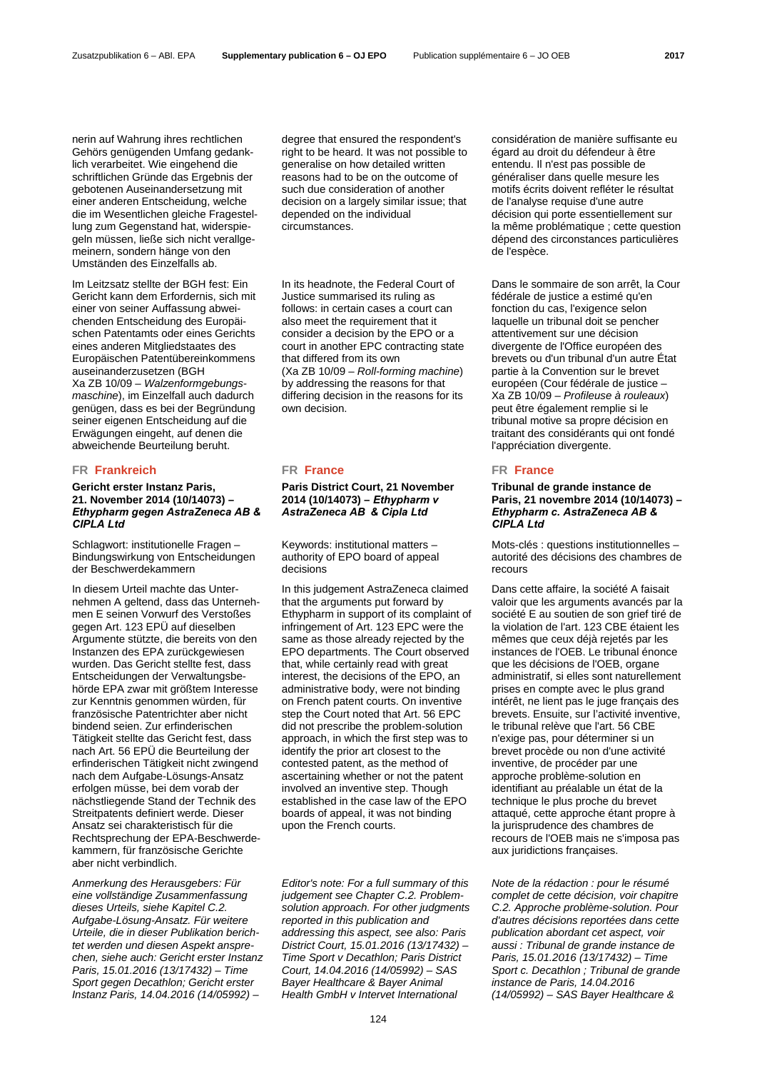nerin auf Wahrung ihres rechtlichen Gehörs genügenden Umfang gedanklich verarbeitet. Wie eingehend die schriftlichen Gründe das Ergebnis der gebotenen Auseinandersetzung mit einer anderen Entscheidung, welche die im Wesentlichen gleiche Fragestellung zum Gegenstand hat, widerspiegeln müssen, ließe sich nicht verallgemeinern, sondern hänge von den Umständen des Einzelfalls ab.

Im Leitsatz stellte der BGH fest: Ein Gericht kann dem Erfordernis, sich mit einer von seiner Auffassung abweichenden Entscheidung des Europäischen Patentamts oder eines Gerichts eines anderen Mitgliedstaates des Europäischen Patentübereinkommens auseinanderzusetzen (BGH Xa ZB 10/09 – *Walzenformgebungsmaschine*), im Einzelfall auch dadurch genügen, dass es bei der Begründung seiner eigenen Entscheidung auf die Erwägungen eingeht, auf denen die abweichende Beurteilung beruht.

### FR Frankreich

**Gericht erster Instanz Paris, 21. November 2014 (10/14073) – *Ethypharm gegen AstraZeneca AB & CIPLA Ltd***

Schlagwort: institutionelle Fragen – Bindungswirkung von Entscheidungen der Beschwerdekammern

In diesem Urteil machte das Unternehmen A geltend, dass das Unternehmen E seinen Vorwurf des Verstoßes gegen Art. 123 EPÜ auf dieselben Argumente stützte, die bereits von den Instanzen des EPA zurückgewiesen wurden. Das Gericht stellte fest, dass Entscheidungen der Verwaltungsbehörde EPA zwar mit größtem Interesse zur Kenntnis genommen würden, für französische Patentrichter aber nicht bindend seien. Zur erfinderischen Tätigkeit stellte das Gericht fest, dass nach Art. 56 EPÜ die Beurteilung der erfinderischen Tätigkeit nicht zwingend nach dem Aufgabe-Lösungs-Ansatz erfolgen müsse, bei dem vorab der nächstliegende Stand der Technik des Streitpatents definiert werde. Dieser Ansatz sei charakteristisch für die Rechtsprechung der EPA-Beschwerdekammern, für französische Gerichte aber nicht verbindlich.

*Anmerkung des Herausgebers: Für eine vollständige Zusammenfassung dieses Urteils, siehe Kapitel C.2. Aufgabe-Lösung-Ansatz. Für weitere Urteile, die in dieser Publikation berichtet werden und diesen Aspekt ansprechen, siehe auch: Gericht erster Instanz Paris, 15.01.2016 (13/17432) – Time Sport gegen Decathlon; Gericht erster Instanz Paris, 14.04.2016 (14/05992) –*

degree that ensured the respondent's right to be heard. It was not possible to generalise on how detailed written reasons had to be on the outcome of such due consideration of another decision on a largely similar issue; that depended on the individual circumstances.

In its headnote, the Federal Court of Justice summarised its ruling as follows: in certain cases a court can also meet the requirement that it consider a decision by the EPO or a court in another EPC contracting state that differed from its own (Xa ZB 10/09 – *Roll-forming machine*) by addressing the reasons for that differing decision in the reasons for its own decision.

### FR France

**Paris District Court, 21 November 2014 (10/14073) – *Ethypharm v AstraZeneca AB & Cipla Ltd***

Keywords: institutional matters – authority of EPO board of appeal decisions

In this judgement AstraZeneca claimed that the arguments put forward by Ethypharm in support of its complaint of infringement of Art. 123 EPC were the same as those already rejected by the EPO departments. The Court observed that, while certainly read with great interest, the decisions of the EPO, an administrative body, were not binding on French patent courts. On inventive step the Court noted that Art. 56 EPC did not prescribe the problem-solution approach, in which the first step was to identify the prior art closest to the contested patent, as the method of ascertaining whether or not the patent involved an inventive step. Though established in the case law of the EPO boards of appeal, it was not binding upon the French courts.

*Editor's note: For a full summary of this judgement see Chapter C.2. Problem-solution approach. For other judgments reported in this publication and addressing this aspect, see also: Paris District Court, 15.01.2016 (13/17432) – Time Sport v Decathlon; Paris District Court, 14.04.2016 (14/05992) – SAS Bayer Healthcare & Bayer Animal Health GmbH v Intervet International*

considération de manière suffisante eu égard au droit du défendeur à être entendu. Il n'est pas possible de généraliser dans quelle mesure les motifs écrits doivent refléter le résultat de l'analyse requise d'une autre décision qui porte essentiellement sur la même problématique ; cette question dépend des circonstances particulières de l'espèce.

Dans le sommaire de son arrêt, la Cour fédérale de justice a estimé qu'en fonction du cas, l'exigence selon laquelle un tribunal doit se pencher attentivement sur une décision divergente de l'Office européen des brevets ou d'un tribunal d'un autre État partie à la Convention sur le brevet européen (Cour fédérale de justice – Xa ZB 10/09 – *Profileuse à rouleaux*) peut être également remplie si le tribunal motive sa propre décision en traitant des considérants qui ont fondé l'appréciation divergente.

### FR France

**Tribunal de grande instance de Paris, 21 novembre 2014 (10/14073) – *Ethypharm c. AstraZeneca AB & CIPLA Ltd***

Mots-clés : questions institutionnelles – autorité des décisions des chambres de recours

Dans cette affaire, la société A faisait valoir que les arguments avancés par la société E au soutien de son grief tiré de la violation de l'art. 123 CBE étaient les mêmes que ceux déjà rejetés par les instances de l'OEB. Le tribunal énonce que les décisions de l'OEB, organe administratif, si elles sont naturellement prises en compte avec le plus grand intérêt, ne lient pas le juge français des brevets. Ensuite, sur l'activité inventive, le tribunal relève que l'art. 56 CBE n'exige pas, pour déterminer si un brevet procède ou non d'une activité inventive, de procéder par une approche problème-solution en identifiant au préalable un état de la technique le plus proche du brevet attaqué, cette approche étant propre à la jurisprudence des chambres de recours de l'OEB mais ne s'imposa pas aux juridictions françaises.

*Note de la rédaction : pour le résumé complet de cette décision, voir chapitre C.2. Approche problème-solution. Pour d'autres décisions reportées dans cette publication abordant cet aspect, voir aussi : Tribunal de grande instance de Paris, 15.01.2016 (13/17432) – Time Sport c. Decathlon ; Tribunal de grande instance de Paris, 14.04.2016 (14/05992) – SAS Bayer Healthcare &*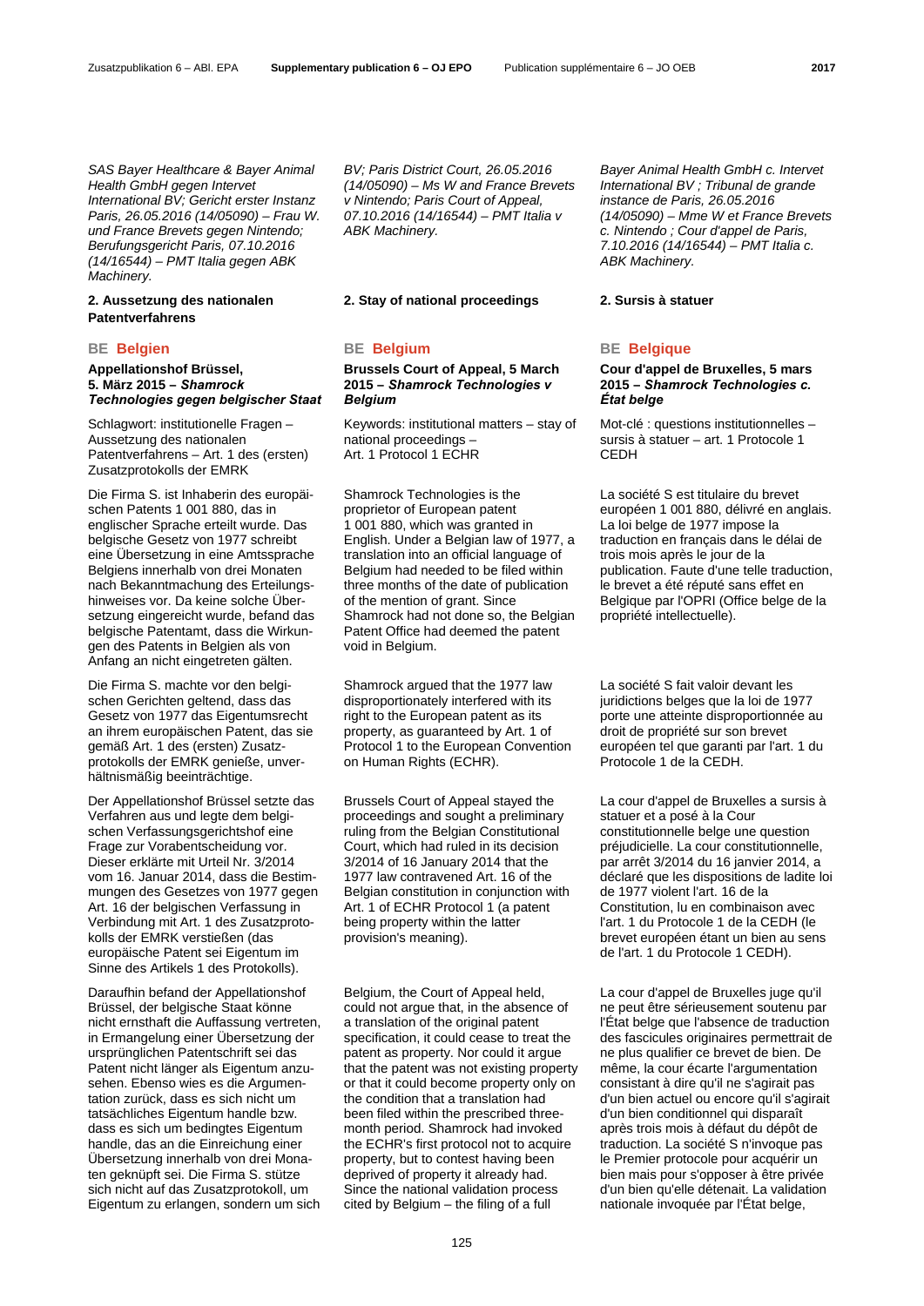*SAS Bayer Healthcare & Bayer Animal Health GmbH gegen Intervet International BV; Gericht erster Instanz Paris, 26.05.2016 (14/05090) – Frau W. und France Brevets gegen Nintendo; Berufungsgericht Paris, 07.10.2016 (14/16544) – PMT Italia gegen ABK Machinery.*

### 2. Aussetzung des nationalen Patentverfahrens

#### BE Belgien

**Appellationshof Brüssel, 5. März 2015 – *Shamrock Technologies gegen belgischer Staat***

Schlagwort: institutionelle Fragen – Aussetzung des nationalen Patentverfahrens – Art. 1 des (ersten) Zusatzprotokolls der EMRK

Die Firma S. ist Inhaberin des europäischen Patents 1 001 880, das in englischer Sprache erteilt wurde. Das belgische Gesetz von 1977 schreibt eine Übersetzung in eine Amtssprache Belgiens innerhalb von drei Monaten nach Bekanntmachung des Erteilungshinweises vor. Da keine solche Übersetzung eingereicht wurde, befand das belgische Patentamt, dass die Wirkungen des Patents in Belgien als von Anfang an nicht eingetreten gälten.

Die Firma S. machte vor den belgischen Gerichten geltend, dass das Gesetz von 1977 das Eigentumsrecht an ihrem europäischen Patent, das sie gemäß Art. 1 des (ersten) Zusatzprotokolls der EMRK genieße, unverhältnismäßig beeinträchtige.

Der Appellationshof Brüssel setzte das Verfahren aus und legte dem belgischen Verfassungsgerichtshof eine Frage zur Vorabentscheidung vor. Dieser erklärte mit Urteil Nr. 3/2014 vom 16. Januar 2014, dass die Bestimmungen des Gesetzes von 1977 gegen Art. 16 der belgischen Verfassung in Verbindung mit Art. 1 des Zusatzprotokolls der EMRK verstießen (das europäische Patent sei Eigentum im Sinne des Artikels 1 des Protokolls).

Daraufhin befand der Appellationshof Brüssel, der belgische Staat könne nicht ernsthaft die Auffassung vertreten, in Ermangelung einer Übersetzung der ursprünglichen Patentschrift sei das Patent nicht länger als Eigentum anzusehen. Ebenso wies es die Argumentation zurück, dass es sich nicht um tatsächliches Eigentum handle bzw. dass es sich um bedingtes Eigentum handle, das an die Einreichung einer Übersetzung innerhalb von drei Monaten geknüpft sei. Die Firma S. stütze sich nicht auf das Zusatzprotokoll, um Eigentum zu erlangen, sondern um sich

*BV; Paris District Court, 26.05.2016 (14/05090) – Ms W and France Brevets v Nintendo; Paris Court of Appeal, 07.10.2016 (14/16544) – PMT Italia v ABK Machinery.*

### 2. Stay of national proceedings

#### BE Belgium

**Brussels Court of Appeal, 5 March 2015 – *Shamrock Technologies v Belgium***

Keywords: institutional matters – stay of national proceedings – Art. 1 Protocol 1 ECHR

Shamrock Technologies is the proprietor of European patent 1 001 880, which was granted in English. Under a Belgian law of 1977, a translation into an official language of Belgium had needed to be filed within three months of the date of publication of the mention of grant. Since Shamrock had not done so, the Belgian Patent Office had deemed the patent void in Belgium.

Shamrock argued that the 1977 law disproportionately interfered with its right to the European patent as its property, as guaranteed by Art. 1 of Protocol 1 to the European Convention on Human Rights (ECHR).

Brussels Court of Appeal stayed the proceedings and sought a preliminary ruling from the Belgian Constitutional Court, which had ruled in its decision 3/2014 of 16 January 2014 that the 1977 law contravened Art. 16 of the Belgian constitution in conjunction with Art. 1 of ECHR Protocol 1 (a patent being property within the latter provision's meaning).

Belgium, the Court of Appeal held, could not argue that, in the absence of a translation of the original patent specification, it could cease to treat the patent as property. Nor could it argue that the patent was not existing property or that it could become property only on the condition that a translation had been filed within the prescribed three-month period. Shamrock had not invoked the ECHR's first protocol not to acquire property, but to contest having been deprived of property it already had. Since the national validation process cited by Belgium – the filing of a full

*Bayer Animal Health GmbH c. Intervet International BV ; Tribunal de grande instance de Paris, 26.05.2016 (14/05090) – Mme W et France Brevets c. Nintendo ; Cour d'appel de Paris, 7.10.2016 (14/16544) – PMT Italia c. ABK Machinery.*

### 2. Sursis à statuer

#### BE Belgique

**Cour d'appel de Bruxelles, 5 mars 2015 – *Shamrock Technologies c. État belge***

Mot-clé : questions institutionnelles – sursis à statuer – art. 1 Protocole 1 CEDH

La société S est titulaire du brevet européen 1 001 880, délivré en anglais. La loi belge de 1977 impose la traduction en français dans le délai de trois mois après le jour de la publication. Faute d'une telle traduction, le brevet a été réputé sans effet en Belgique par l'OPRI (Office belge de la propriété intellectuelle).

La société S fait valoir devant les juridictions belges que la loi de 1977 porte une atteinte disproportionnée au droit de propriété sur son brevet européen tel que garanti par l'art. 1 du Protocole 1 de la CEDH.

La cour d'appel de Bruxelles a sursis à statuer et a posé à la Cour constitutionnelle belge une question préjudicielle. La cour constitutionnelle, par arrêt 3/2014 du 16 janvier 2014, a déclaré que les dispositions de ladite loi de 1977 violent l'art. 16 de la Constitution, lu en combinaison avec l'art. 1 du Protocole 1 de la CEDH (le brevet européen étant un bien au sens de l'art. 1 du Protocole 1 CEDH).

La cour d'appel de Bruxelles juge qu'il ne peut être sérieusement soutenu par l'État belge que l'absence de traduction des fascicules originaires permettrait de ne plus qualifier ce brevet de bien. De même, la cour écarte l'argumentation consistant à dire qu'il ne s'agirait pas d'un bien actuel ou encore qu'il s'agirait d'un bien conditionnel qui disparaît après trois mois à défaut du dépôt de traduction. La société S n'invoque pas le Premier protocole pour acquérir un bien mais pour s'opposer à être privée d'un bien qu'elle détenait. La validation nationale invoquée par l'État belge,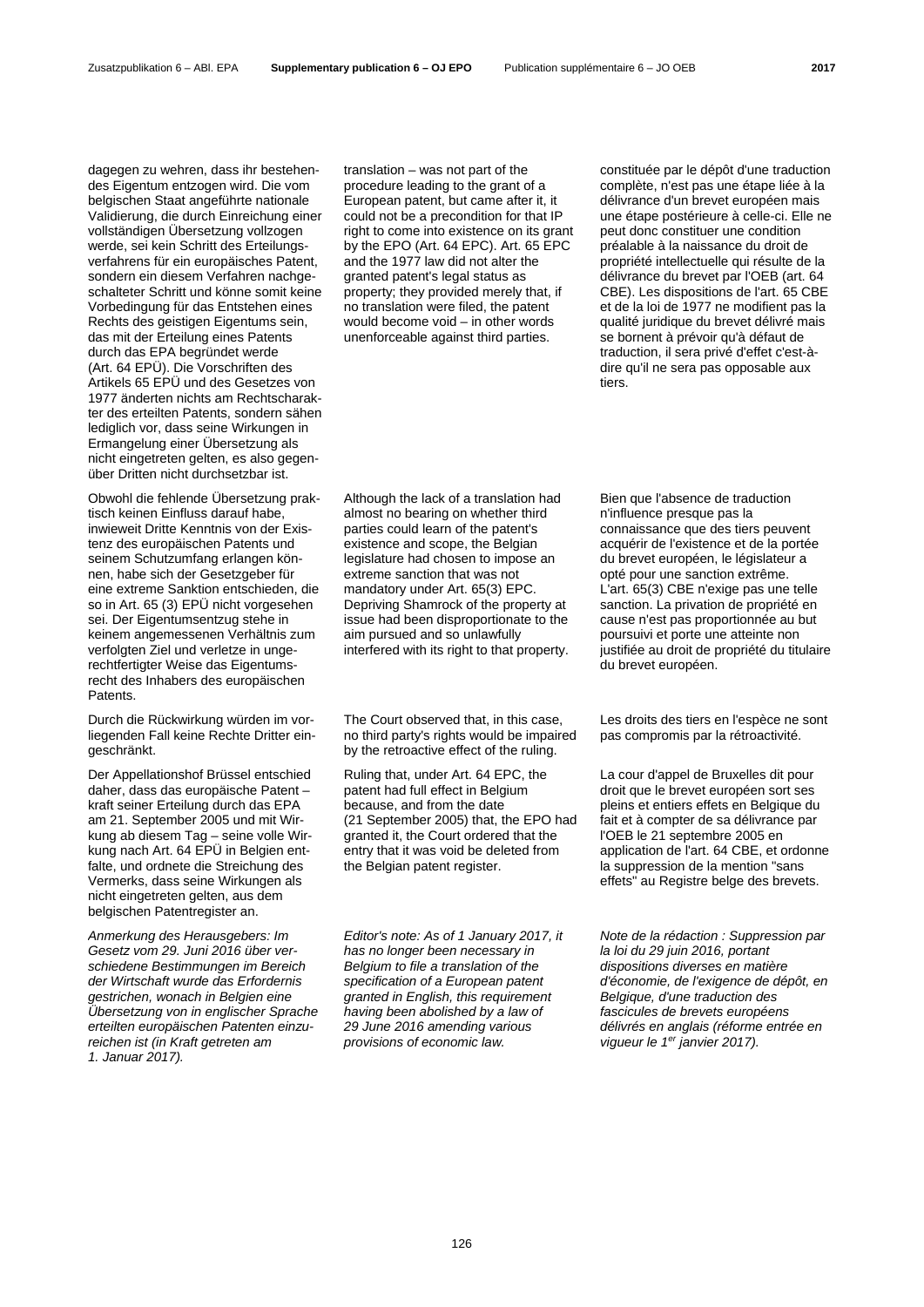dagegen zu wehren, dass ihr bestehendes Eigentum entzogen wird. Die vom belgischen Staat angeführte nationale Validierung, die durch Einreichung einer vollständigen Übersetzung vollzogen werde, sei kein Schritt des Erteilungsverfahrens für ein europäisches Patent, sondern ein diesem Verfahren nachgeschalteter Schritt und könne somit keine Vorbedingung für das Entstehen eines Rechts des geistigen Eigentums sein, das mit der Erteilung eines Patents durch das EPA begründet werde (Art. 64 EPÜ). Die Vorschriften des Artikels 65 EPÜ und des Gesetzes von 1977 änderten nichts am Rechtscharakter des erteilten Patents, sondern sähen lediglich vor, dass seine Wirkungen in Ermangelung einer Übersetzung als nicht eingetreten gelten, es also gegenüber Dritten nicht durchsetzbar ist.

Obwohl die fehlende Übersetzung praktisch keinen Einfluss darauf habe, inwieweit Dritte Kenntnis von der Existenz des europäischen Patents und seinem Schutzumfang erlangen können, habe sich der Gesetzgeber für eine extreme Sanktion entschieden, die so in Art. 65 (3) EPÜ nicht vorgesehen sei. Der Eigentumsentzug stehe in keinem angemessenen Verhältnis zum verfolgten Ziel und verletze in ungerechtfertigter Weise das Eigentumsrecht des Inhabers des europäischen Patents.

Durch die Rückwirkung würden im vorliegenden Fall keine Rechte Dritter eingeschränkt.

Der Appellationshof Brüssel entschied daher, dass das europäische Patent – kraft seiner Erteilung durch das EPA am 21. September 2005 und mit Wirkung ab diesem Tag – seine volle Wirkung nach Art. 64 EPÜ in Belgien entfalte, und ordnete die Streichung des Vermerks, dass seine Wirkungen als nicht eingetreten gelten, aus dem belgischen Patentregister an.

*Anmerkung des Herausgebers: Im Gesetz vom 29. Juni 2016 über verschiedene Bestimmungen im Bereich der Wirtschaft wurde das Erfordernis gestrichen, wonach in Belgien eine Übersetzung von in englischer Sprache erteilten europäischen Patenten einzureichen ist (in Kraft getreten am 1. Januar 2017).*

translation – was not part of the procedure leading to the grant of a European patent, but came after it, it could not be a precondition for that IP right to come into existence on its grant by the EPO (Art. 64 EPC). Art. 65 EPC and the 1977 law did not alter the granted patent's legal status as property; they provided merely that, if no translation were filed, the patent would become void – in other words unenforceable against third parties.

Although the lack of a translation had almost no bearing on whether third parties could learn of the patent's existence and scope, the Belgian legislature had chosen to impose an extreme sanction that was not mandatory under Art. 65(3) EPC. Depriving Shamrock of the property at issue had been disproportionate to the aim pursued and so unlawfully interfered with its right to that property.

The Court observed that, in this case, no third party's rights would be impaired by the retroactive effect of the ruling.

Ruling that, under Art. 64 EPC, the patent had full effect in Belgium because, and from the date (21 September 2005) that, the EPO had granted it, the Court ordered that the entry that it was void be deleted from the Belgian patent register.

*Editor's note: As of 1 January 2017, it has no longer been necessary in Belgium to file a translation of the specification of a European patent granted in English, this requirement having been abolished by a law of 29 June 2016 amending various provisions of economic law.*

constituée par le dépôt d'une traduction complète, n'est pas une étape liée à la délivrance d'un brevet européen mais une étape postérieure à celle-ci. Elle ne peut donc constituer une condition préalable à la naissance du droit de propriété intellectuelle qui résulte de la délivrance du brevet par l'OEB (art. 64 CBE). Les dispositions de l'art. 65 CBE et de la loi de 1977 ne modifient pas la qualité juridique du brevet délivré mais se bornent à prévoir qu'à défaut de traduction, il sera privé d'effet c'est-à-dire qu'il ne sera pas opposable aux tiers.

Bien que l'absence de traduction n'influence presque pas la connaissance que des tiers peuvent acquérir de l'existence et de la portée du brevet européen, le législateur a opté pour une sanction extrême. L'art. 65(3) CBE n'exige pas une telle sanction. La privation de propriété en cause n'est pas proportionnée au but poursuivi et porte une atteinte non justifiée au droit de propriété du titulaire du brevet européen.

Les droits des tiers en l'espèce ne sont pas compromis par la rétroactivité.

La cour d'appel de Bruxelles dit pour droit que le brevet européen sort ses pleins et entiers effets en Belgique du fait et à compter de sa délivrance par l'OEB le 21 septembre 2005 en application de l'art. 64 CBE, et ordonne la suppression de la mention "sans effets" au Registre belge des brevets.

*Note de la rédaction : Suppression par la loi du 29 juin 2016, portant dispositions diverses en matière d'économie, de l'exigence de dépôt, en Belgique, d'une traduction des fascicules de brevets européens délivrés en anglais (réforme entrée en vigueur le 1er janvier 2017).*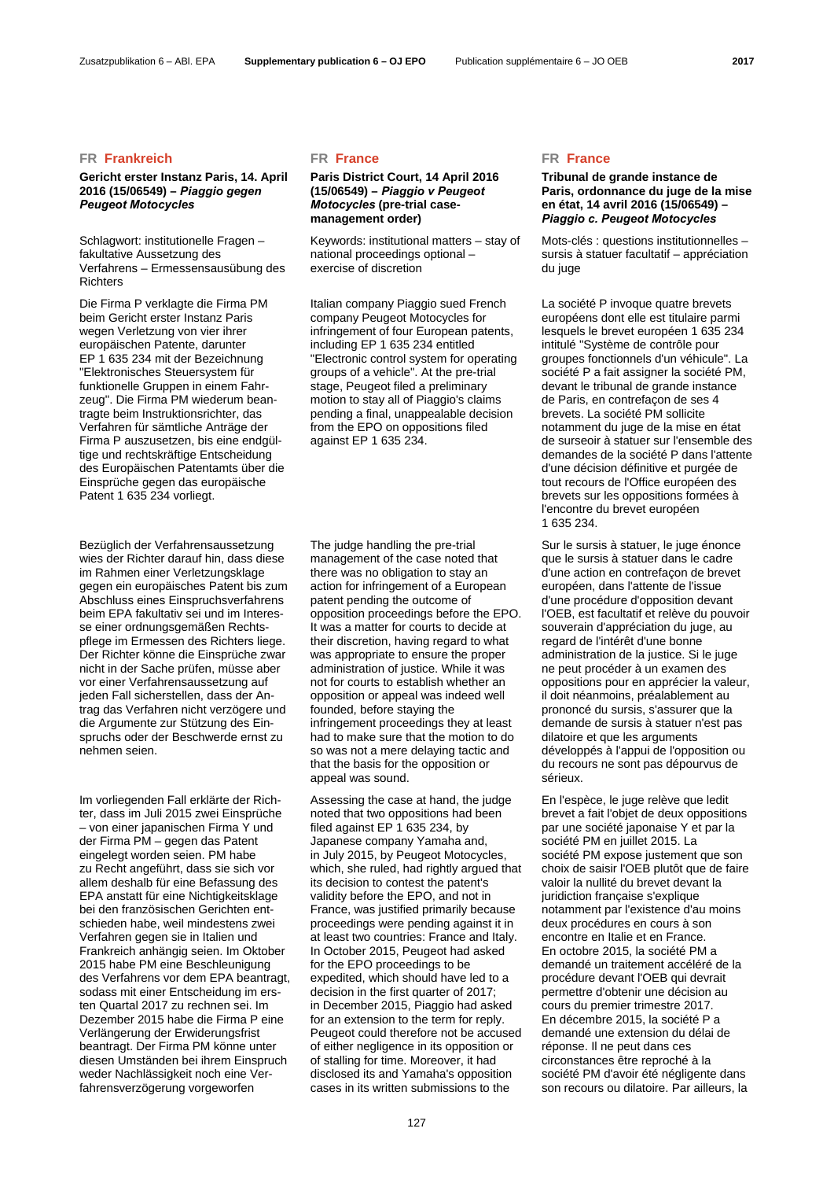## FR Frankreich

**Gericht erster Instanz Paris, 14. April 2016 (15/06549) –** ***Piaggio gegen Peugeot Motocycles***

Schlagwort: institutionelle Fragen – fakultative Aussetzung des Verfahrens – Ermessensausübung des Richters

Die Firma P verklagte die Firma PM beim Gericht erster Instanz Paris wegen Verletzung von vier ihrer europäischen Patente, darunter EP 1 635 234 mit der Bezeichnung "Elektronisches Steuersystem für funktionelle Gruppen in einem Fahrzeug". Die Firma PM wiederum beantragte beim Instruktionsrichter, das Verfahren für sämtliche Anträge der Firma P auszusetzen, bis eine endgültige und rechtskräftige Entscheidung des Europäischen Patentamts über die Einsprüche gegen das europäische Patent 1 635 234 vorliegt.

Bezüglich der Verfahrensaussetzung wies der Richter darauf hin, dass diese im Rahmen einer Verletzungsklage gegen ein europäisches Patent bis zum Abschluss eines Einspruchsverfahrens beim EPA fakultativ sei und im Interesse einer ordnungsgemäßen Rechtspflege im Ermessen des Richters liege. Der Richter könne die Einsprüche zwar nicht in der Sache prüfen, müsse aber vor einer Verfahrensaussetzung auf jeden Fall sicherstellen, dass der Antrag das Verfahren nicht verzögere und die Argumente zur Stützung des Einspruchs oder der Beschwerde ernst zu nehmen seien.

Im vorliegenden Fall erklärte der Richter, dass im Juli 2015 zwei Einsprüche – von einer japanischen Firma Y und der Firma PM – gegen das Patent eingelegt worden seien. PM habe zu Recht angeführt, dass sie sich vor allem deshalb für eine Befassung des EPA anstatt für eine Nichtigkeitsklage bei den französischen Gerichten entschieden habe, weil mindestens zwei Verfahren gegen sie in Italien und Frankreich anhängig seien. Im Oktober 2015 habe PM eine Beschleunigung des Verfahrens vor dem EPA beantragt, sodass mit einer Entscheidung im ersten Quartal 2017 zu rechnen sei. Im Dezember 2015 habe die Firma P eine Verlängerung der Erwiderungsfrist beantragt. Der Firma PM könne unter diesen Umständen bei ihrem Einspruch weder Nachlässigkeit noch eine Verfahrensverzögerung vorgeworfen

## FR France

**Paris District Court, 14 April 2016 (15/06549) –** ***Piaggio v Peugeot Motocycles*** **(pre-trial case-management order)**

Keywords: institutional matters – stay of national proceedings optional – exercise of discretion

Italian company Piaggio sued French company Peugeot Motocycles for infringement of four European patents, including EP 1 635 234 entitled "Electronic control system for operating groups of a vehicle". At the pre-trial stage, Peugeot filed a preliminary motion to stay all of Piaggio's claims pending a final, unappealable decision from the EPO on oppositions filed against EP 1 635 234.

The judge handling the pre-trial management of the case noted that there was no obligation to stay an action for infringement of a European patent pending the outcome of opposition proceedings before the EPO. It was a matter for courts to decide at their discretion, having regard to what was appropriate to ensure the proper administration of justice. While it was not for courts to establish whether an opposition or appeal was indeed well founded, before staying the infringement proceedings they at least had to make sure that the motion to do so was not a mere delaying tactic and that the basis for the opposition or appeal was sound.

Assessing the case at hand, the judge noted that two oppositions had been filed against EP 1 635 234, by Japanese company Yamaha and, in July 2015, by Peugeot Motocycles, which, she ruled, had rightly argued that its decision to contest the patent's validity before the EPO, and not in France, was justified primarily because proceedings were pending against it in at least two countries: France and Italy. In October 2015, Peugeot had asked for the EPO proceedings to be expedited, which should have led to a decision in the first quarter of 2017; in December 2015, Piaggio had asked for an extension to the term for reply. Peugeot could therefore not be accused of either negligence in its opposition or of stalling for time. Moreover, it had disclosed its and Yamaha's opposition cases in its written submissions to the

## FR France

**Tribunal de grande instance de Paris, ordonnance du juge de la mise en état, 14 avril 2016 (15/06549) –** ***Piaggio c. Peugeot Motocycles***

Mots-clés : questions institutionnelles – sursis à statuer facultatif – appréciation du juge

La société P invoque quatre brevets européens dont elle est titulaire parmi lesquels le brevet européen 1 635 234 intitulé "Système de contrôle pour groupes fonctionnels d'un véhicule". La société P a fait assigner la société PM, devant le tribunal de grande instance de Paris, en contrefaçon de ses 4 brevets. La société PM sollicite notamment du juge de la mise en état de surseoir à statuer sur l'ensemble des demandes de la société P dans l'attente d'une décision définitive et purgée de tout recours de l'Office européen des brevets sur les oppositions formées à l'encontre du brevet européen 1 635 234.

Sur le sursis à statuer, le juge énonce que le sursis à statuer dans le cadre d'une action en contrefaçon de brevet européen, dans l'attente de l'issue d'une procédure d'opposition devant l'OEB, est facultatif et relève du pouvoir souverain d'appréciation du juge, au regard de l'intérêt d'une bonne administration de la justice. Si le juge ne peut procéder à un examen des oppositions pour en apprécier la valeur, il doit néanmoins, préalablement au prononcé du sursis, s'assurer que la demande de sursis à statuer n'est pas dilatoire et que les arguments développés à l'appui de l'opposition ou du recours ne sont pas dépourvus de sérieux.

En l'espèce, le juge relève que ledit brevet a fait l'objet de deux oppositions par une société japonaise Y et par la société PM en juillet 2015. La société PM expose justement que son choix de saisir l'OEB plutôt que de faire valoir la nullité du brevet devant la juridiction française s'explique notamment par l'existence d'au moins deux procédures en cours à son encontre en Italie et en France. En octobre 2015, la société PM a demandé un traitement accéléré de la procédure devant l'OEB qui devrait permettre d'obtenir une décision au cours du premier trimestre 2017. En décembre 2015, la société P a demandé une extension du délai de réponse. Il ne peut dans ces circonstances être reproché à la société PM d'avoir été négligente dans son recours ou dilatoire. Par ailleurs, la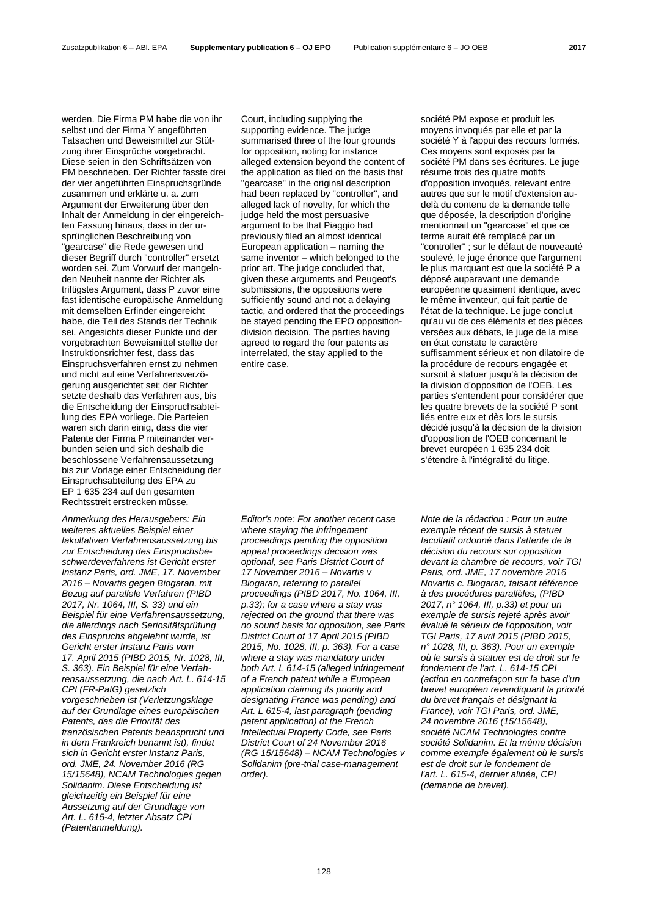werden. Die Firma PM habe die von ihr selbst und der Firma Y angeführten Tatsachen und Beweismittel zur Stützung ihrer Einsprüche vorgebracht. Diese seien in den Schriftsätzen von PM beschrieben. Der Richter fasste drei der vier angeführten Einspruchsgründe zusammen und erklärte u. a. zum Argument der Erweiterung über den Inhalt der Anmeldung in der eingereichten Fassung hinaus, dass in der ursprünglichen Beschreibung von "gearcase" die Rede gewesen und dieser Begriff durch "controller" ersetzt worden sei. Zum Vorwurf der mangelnden Neuheit nannte der Richter als triftigstes Argument, dass P zuvor eine fast identische europäische Anmeldung mit demselben Erfinder eingereicht habe, die Teil des Stands der Technik sei. Angesichts dieser Punkte und der vorgebrachten Beweismittel stellte der Instruktionsrichter fest, dass das Einspruchsverfahren ernst zu nehmen und nicht auf eine Verfahrensverzögerung ausgerichtet sei; der Richter setzte deshalb das Verfahren aus, bis die Entscheidung der Einspruchsabteilung des EPA vorliege. Die Parteien waren sich darin einig, dass die vier Patente der Firma P miteinander verbunden seien und sich deshalb die beschlossene Verfahrensaussetzung bis zur Vorlage einer Entscheidung der Einspruchsabteilung des EPA zu EP 1 635 234 auf den gesamten Rechtsstreit erstrecken müsse.

*Anmerkung des Herausgebers: Ein weiteres aktuelles Beispiel einer fakultativen Verfahrensaussetzung bis zur Entscheidung des Einspruchsbeschwerdeverfahrens ist Gericht erster Instanz Paris, ord. JME, 17. November 2016 – Novartis gegen Biogaran, mit Bezug auf parallele Verfahren (PIBD 2017, Nr. 1064, III, S. 33) und ein Beispiel für eine Verfahrensaussetzung, die allerdings nach Seriositätsprüfung des Einspruchs abgelehnt wurde, ist Gericht erster Instanz Paris vom 17. April 2015 (PIBD 2015, Nr. 1028, III, S. 363). Ein Beispiel für eine Verfahrensaussetzung, die nach Art. L. 614-15 CPI (FR-PatG) gesetzlich vorgeschrieben ist (Verletzungsklage auf der Grundlage eines europäischen Patents, das die Priorität des französischen Patents beansprucht und in dem Frankreich benannt ist), findet sich in Gericht erster Instanz Paris, ord. JME, 24. November 2016 (RG 15/15648), NCAM Technologies gegen Solidanim. Diese Entscheidung ist gleichzeitig ein Beispiel für eine Aussetzung auf der Grundlage von Art. L. 615-4, letzter Absatz CPI (Patentanmeldung).*

Court, including supplying the supporting evidence. The judge summarised three of the four grounds for opposition, noting for instance alleged extension beyond the content of the application as filed on the basis that "gearcase" in the original description had been replaced by "controller", and alleged lack of novelty, for which the judge held the most persuasive argument to be that Piaggio had previously filed an almost identical European application – naming the same inventor – which belonged to the prior art. The judge concluded that, given these arguments and Peugeot's submissions, the oppositions were sufficiently sound and not a delaying tactic, and ordered that the proceedings be stayed pending the EPO opposition-division decision. The parties having agreed to regard the four patents as interrelated, the stay applied to the entire case.

*Editor's note: For another recent case where staying the infringement proceedings pending the opposition appeal proceedings decision was optional, see Paris District Court of 17 November 2016 – Novartis v Biogaran, referring to parallel proceedings (PIBD 2017, No. 1064, III, p.33); for a case where a stay was rejected on the ground that there was no sound basis for opposition, see Paris District Court of 17 April 2015 (PIBD 2015, No. 1028, III, p. 363). For a case where a stay was mandatory under both Art. L 614-15 (alleged infringement of a French patent while a European application claiming its priority and designating France was pending) and Art. L 615-4, last paragraph (pending patent application) of the French Intellectual Property Code, see Paris District Court of 24 November 2016 (RG 15/15648) – NCAM Technologies v Solidanim (pre-trial case-management order).*

société PM expose et produit les moyens invoqués par elle et par la société Y à l'appui des recours formés. Ces moyens sont exposés par la société PM dans ses écritures. Le juge résume trois des quatre motifs d'opposition invoqués, relevant entre autres que sur le motif d'extension au-delà du contenu de la demande telle que déposée, la description d'origine mentionnait un "gearcase" et que ce terme aurait été remplacé par un "controller" ; sur le défaut de nouveauté soulevé, le juge énonce que l'argument le plus marquant est que la société P a déposé auparavant une demande européenne quasiment identique, avec le même inventeur, qui fait partie de l'état de la technique. Le juge conclut qu'au vu de ces éléments et des pièces versées aux débats, le juge de la mise en état constate le caractère suffisamment sérieux et non dilatoire de la procédure de recours engagée et sursoit à statuer jusqu'à la décision de la division d'opposition de l'OEB. Les parties s'entendent pour considérer que les quatre brevets de la société P sont liés entre eux et dès lors le sursis décidé jusqu'à la décision de la division d'opposition de l'OEB concernant le brevet européen 1 635 234 doit s'étendre à l'intégralité du litige.

*Note de la rédaction : Pour un autre exemple récent de sursis à statuer facultatif ordonné dans l'attente de la décision du recours sur opposition devant la chambre de recours, voir TGI Paris, ord. JME, 17 novembre 2016 Novartis c. Biogaran, faisant référence à des procédures parallèles, (PIBD 2017, n° 1064, III, p.33) et pour un exemple de sursis rejeté après avoir évalué le sérieux de l'opposition, voir TGI Paris, 17 avril 2015 (PIBD 2015, n° 1028, III, p. 363). Pour un exemple où le sursis à statuer est de droit sur le fondement de l'art. L. 614-15 CPI (action en contrefaçon sur la base d'un brevet européen revendiquant la priorité du brevet français et désignant la France), voir TGI Paris, ord. JME, 24 novembre 2016 (15/15648), société NCAM Technologies contre société Solidanim. Et la même décision comme exemple également où le sursis est de droit sur le fondement de l'art. L. 615-4, dernier alinéa, CPI (demande de brevet).*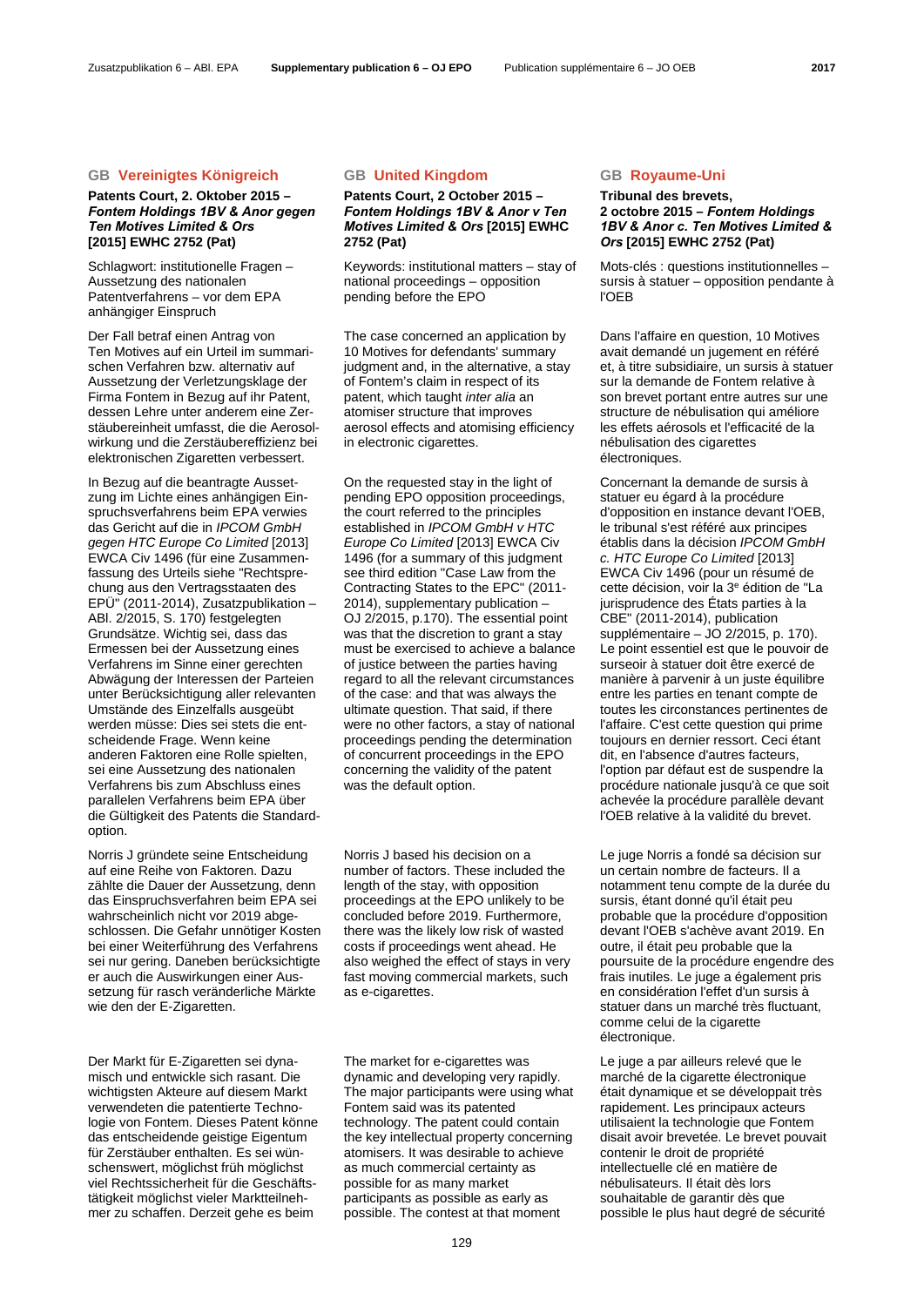## GB Vereinigtes Königreich

**Patents Court, 2. Oktober 2015 – *Fontem Holdings 1BV & Anor gegen Ten Motives Limited & Ors* [2015] EWHC 2752 (Pat)**

Schlagwort: institutionelle Fragen – Aussetzung des nationalen Patentverfahrens – vor dem EPA anhängiger Einspruch

Der Fall betraf einen Antrag von Ten Motives auf ein Urteil im summarischen Verfahren bzw. alternativ auf Aussetzung der Verletzungsklage der Firma Fontem in Bezug auf ihr Patent, dessen Lehre unter anderem eine Zerstäubereinheit umfasst, die die Aerosolwirkung und die Zerstäubereffizienz bei elektronischen Zigaretten verbessert.

In Bezug auf die beantragte Aussetzung im Lichte eines anhängigen Einspruchsverfahrens beim EPA verwies das Gericht auf die in *IPCOM GmbH gegen HTC Europe Co Limited* [2013] EWCA Civ 1496 (für eine Zusammenfassung des Urteils siehe "Rechtsprechung aus den Vertragsstaaten des EPÜ" (2011-2014), Zusatzpublikation – ABl. 2/2015, S. 170) festgelegten Grundsätze. Wichtig sei, dass das Ermessen bei der Aussetzung eines Verfahrens im Sinne einer gerechten Abwägung der Interessen der Parteien unter Berücksichtigung aller relevanten Umstände des Einzelfalls ausgeübt werden müsse: Dies sei stets die entscheidende Frage. Wenn keine anderen Faktoren eine Rolle spielten, sei eine Aussetzung des nationalen Verfahrens bis zum Abschluss eines parallelen Verfahrens beim EPA über die Gültigkeit des Patents die Standardoption.

Norris J gründete seine Entscheidung auf eine Reihe von Faktoren. Dazu zählte die Dauer der Aussetzung, denn das Einspruchsverfahren beim EPA sei wahrscheinlich nicht vor 2019 abgeschlossen. Die Gefahr unnötiger Kosten bei einer Weiterführung des Verfahrens sei nur gering. Daneben berücksichtigte er auch die Auswirkungen einer Aussetzung für rasch veränderliche Märkte wie den der E-Zigaretten.

Der Markt für E-Zigaretten sei dynamisch und entwickle sich rasant. Die wichtigsten Akteure auf diesem Markt verwendeten die patentierte Technologie von Fontem. Dieses Patent könne das entscheidende geistige Eigentum für Zerstäuber enthalten. Es sei wünschenswert, möglichst früh möglichst viel Rechtssicherheit für die Geschäftstätigkeit möglichst vieler Marktteilnehmer zu schaffen. Derzeit gehe es beim

## GB United Kingdom

**Patents Court, 2 October 2015 – *Fontem Holdings 1BV & Anor v Ten Motives Limited & Ors* [2015] EWHC 2752 (Pat)**

Keywords: institutional matters – stay of national proceedings – opposition pending before the EPO

The case concerned an application by 10 Motives for defendants' summary judgment and, in the alternative, a stay of Fontem's claim in respect of its patent, which taught *inter alia* an atomiser structure that improves aerosol effects and atomising efficiency in electronic cigarettes.

On the requested stay in the light of pending EPO opposition proceedings, the court referred to the principles established in *IPCOM GmbH v HTC Europe Co Limited* [2013] EWCA Civ 1496 (for a summary of this judgment see third edition "Case Law from the Contracting States to the EPC" (2011-2014), supplementary publication – OJ 2/2015, p.170). The essential point was that the discretion to grant a stay must be exercised to achieve a balance of justice between the parties having regard to all the relevant circumstances of the case: and that was always the ultimate question. That said, if there were no other factors, a stay of national proceedings pending the determination of concurrent proceedings in the EPO concerning the validity of the patent was the default option.

Norris J based his decision on a number of factors. These included the length of the stay, with opposition proceedings at the EPO unlikely to be concluded before 2019. Furthermore, there was the likely low risk of wasted costs if proceedings went ahead. He also weighed the effect of stays in very fast moving commercial markets, such as e-cigarettes.

The market for e-cigarettes was dynamic and developing very rapidly. The major participants were using what Fontem said was its patented technology. The patent could contain the key intellectual property concerning atomisers. It was desirable to achieve as much commercial certainty as possible for as many market participants as early as possible. The contest at that moment

## GB Royaume-Uni

**Tribunal des brevets, 2 octobre 2015 – *Fontem Holdings 1BV & Anor c. Ten Motives Limited & Ors* [2015] EWHC 2752 (Pat)**

Mots-clés : questions institutionnelles – sursis à statuer – opposition pendante à l'OEB

Dans l'affaire en question, 10 Motives avait demandé un jugement en référé et, à titre subsidiaire, un sursis à statuer sur la demande de Fontem relative à son brevet portant entre autres sur une structure de nébulisation qui améliore les effets aérosols et l'efficacité de la nébulisation des cigarettes électroniques.

Concernant la demande de sursis à statuer eu égard à la procédure d'opposition en instance devant l'OEB, le tribunal s'est référé aux principes établis dans la décision *IPCOM GmbH c. HTC Europe Co Limited* [2013] EWCA Civ 1496 (pour un résumé de cette décision, voir la 3e édition de "La jurisprudence des États parties à la CBE" (2011-2014), publication supplémentaire – JO 2/2015, p. 170). Le point essentiel est que le pouvoir de surseoir à statuer doit être exercé de manière à parvenir à un juste équilibre entre les parties en tenant compte de toutes les circonstances pertinentes de l'affaire. C'est cette question qui prime toujours en dernier ressort. Ceci étant dit, en l'absence d'autres facteurs, l'option par défaut est de suspendre la procédure nationale jusqu'à ce que soit achevée la procédure parallèle devant l'OEB relative à la validité du brevet.

Le juge Norris a fondé sa décision sur un certain nombre de facteurs. Il a notamment tenu compte de la durée du sursis, étant donné qu'il était peu probable que la procédure d'opposition devant l'OEB s'achève avant 2019. En outre, il était peu probable que la poursuite de la procédure engendre des frais inutiles. Le juge a également pris en considération l'effet d'un sursis à statuer dans un marché très fluctuant, comme celui de la cigarette électronique.

Le juge a par ailleurs relevé que le marché de la cigarette électronique était dynamique et se développait très rapidement. Les principaux acteurs utilisaient la technologie que Fontem disait avoir brevetée. Le brevet pouvait contenir le droit de propriété intellectuelle clé en matière de nébulisateurs. Il était dès lors souhaitable de garantir dès que possible le plus haut degré de sécurité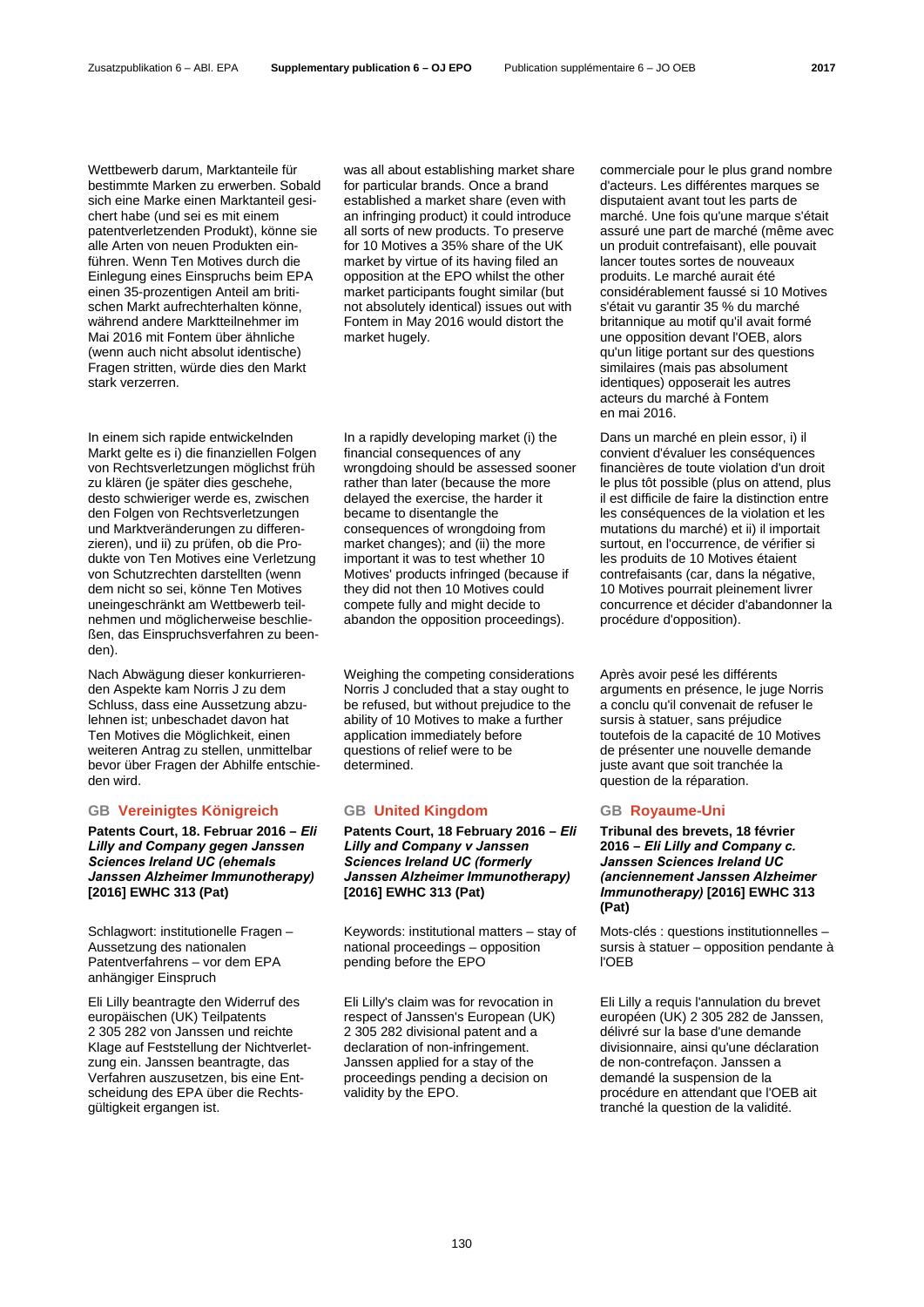Wettbewerb darum, Marktanteile für bestimmte Marken zu erwerben. Sobald sich eine Marke einen Marktanteil gesichert habe (und sei es mit einem patentverletzenden Produkt), könne sie alle Arten von neuen Produkten einführen. Wenn Ten Motives durch die Einlegung eines Einspruchs beim EPA einen 35-prozentigen Anteil am britischen Markt aufrechterhalten könne, während andere Marktteilnehmer im Mai 2016 mit Fontem über ähnliche (wenn auch nicht absolut identische) Fragen stritten, würde dies den Markt stark verzerren.

In einem sich rapide entwickelnden Markt gelte es i) die finanziellen Folgen von Rechtsverletzungen möglichst früh zu klären (je später dies geschehe, desto schwieriger werde es, zwischen den Folgen von Rechtsverletzungen und Marktveränderungen zu differenzieren), und ii) zu prüfen, ob die Produkte von Ten Motives eine Verletzung von Schutzrechten darstellten (wenn dem nicht so sei, könne Ten Motives uneingeschränkt am Wettbewerb teilnehmen und möglicherweise beschließen, das Einspruchsverfahren zu beenden).

Nach Abwägung dieser konkurrierenden Aspekte kam Norris J zu dem Schluss, dass eine Aussetzung abzulehnen ist; unbeschadet davon hat Ten Motives die Möglichkeit, einen weiteren Antrag zu stellen, unmittelbar bevor über Fragen der Abhilfe entschieden wird.

## GB Vereinigtes Königreich

**Patents Court, 18. Februar 2016 – *Eli Lilly and Company gegen Janssen Sciences Ireland UC (ehemals Janssen Alzheimer Immunotherapy)* [2016] EWHC 313 (Pat)**

Schlagwort: institutionelle Fragen – Aussetzung des nationalen Patentverfahrens – vor dem EPA anhängiger Einspruch

Eli Lilly beantragte den Widerruf des europäischen (UK) Teilpatents 2 305 282 von Janssen und reichte Klage auf Feststellung der Nichtverletzung ein. Janssen beantragte, das Verfahren auszusetzen, bis eine Entscheidung des EPA über die Rechtsgültigkeit ergangen ist.

was all about establishing market share for particular brands. Once a brand established a market share (even with an infringing product) it could introduce all sorts of new products. To preserve for 10 Motives a 35% share of the UK market by virtue of its having filed an opposition at the EPO whilst the other market participants fought similar (but not absolutely identical) issues out with Fontem in May 2016 would distort the market hugely.

In a rapidly developing market (i) the financial consequences of any wrongdoing should be assessed sooner rather than later (because the more delayed the exercise, the harder it became to disentangle the consequences of wrongdoing from market changes); and (ii) the more important it was to test whether 10 Motives' products infringed (because if they did not then 10 Motives could compete fully and might decide to abandon the opposition proceedings).

Weighing the competing considerations Norris J concluded that a stay ought to be refused, but without prejudice to the ability of 10 Motives to make a further application immediately before questions of relief were to be determined.

## GB United Kingdom

**Patents Court, 18 February 2016 – *Eli Lilly and Company v Janssen Sciences Ireland UC (formerly Janssen Alzheimer Immunotherapy)* [2016] EWHC 313 (Pat)**

Keywords: institutional matters – stay of national proceedings – opposition pending before the EPO

Eli Lilly's claim was for revocation in respect of Janssen's European (UK) 2 305 282 divisional patent and a declaration of non-infringement. Janssen applied for a stay of the proceedings pending a decision on validity by the EPO.

commerciale pour le plus grand nombre d'acteurs. Les différentes marques se disputaient avant tout les parts de marché. Une fois qu'une marque s'était assuré une part de marché (même avec un produit contrefaisant), elle pouvait lancer toutes sortes de nouveaux produits. Le marché aurait été considérablement faussé si 10 Motives s'était vu garantir 35 % du marché britannique au motif qu'il avait formé une opposition devant l'OEB, alors qu'un litige portant sur des questions similaires (mais pas absolument identiques) opposerait les autres acteurs du marché à Fontem en mai 2016.

Dans un marché en plein essor, i) il convient d'évaluer les conséquences financières de toute violation d'un droit le plus tôt possible (plus on attend, plus il est difficile de faire la distinction entre les conséquences de la violation et les mutations du marché) et ii) il important surtout, en l'occurrence, de vérifier si les produits de 10 Motives étaient contrefaisants (car, dans la négative, 10 Motives pourrait pleinement livrer concurrence et décider d'abandonner la procédure d'opposition).

Après avoir pesé les différents arguments en présence, le juge Norris a conclu qu'il convenait de refuser le sursis à statuer, sans préjudice toutefois de la capacité de 10 Motives de présenter une nouvelle demande juste avant que soit tranchée la question de la réparation.

## GB Royaume-Uni

**Tribunal des brevets, 18 février 2016 – *Eli Lilly and Company c. Janssen Sciences Ireland UC (anciennement Janssen Alzheimer Immunotherapy)* [2016] EWHC 313 (Pat)**

Mots-clés : questions institutionnelles – sursis à statuer – opposition pendante à l'OEB

Eli Lilly a requis l'annulation du brevet européen (UK) 2 305 282 de Janssen, délivré sur la base d'une demande divisionnaire, ainsi qu'une déclaration de non-contrefaçon. Janssen a demandé la suspension de la procédure en attendant que l'OEB ait tranché la question de la validité.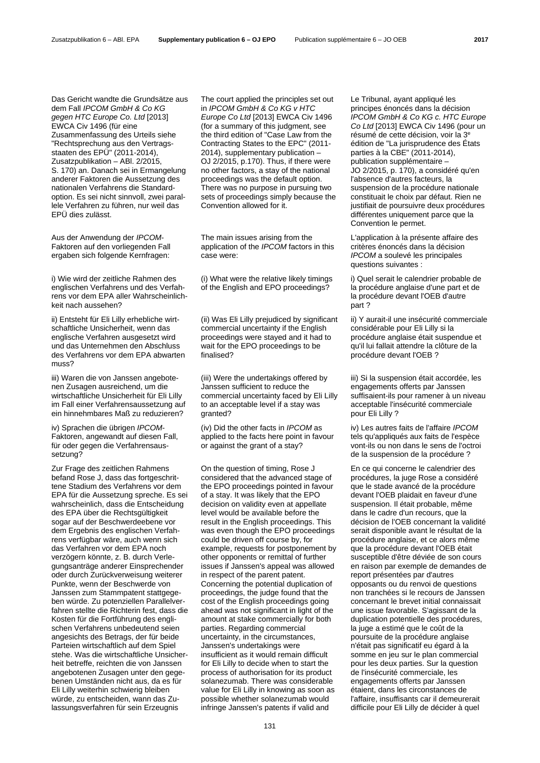Das Gericht wandte die Grundsätze aus dem Fall *IPCOM GmbH & Co KG gegen HTC Europe Co. Ltd* [2013] EWCA Civ 1496 (für eine Zusammenfassung des Urteils siehe "Rechtsprechung aus den Vertragsstaaten des EPÜ" (2011-2014), Zusatzpublikation – ABl. 2/2015, S. 170) an. Danach sei in Ermangelung anderer Faktoren die Aussetzung des nationalen Verfahrens die Standardoption. Es sei nicht sinnvoll, zwei parallele Verfahren zu führen, nur weil das EPÜ dies zulässt.

Aus der Anwendung der *IPCOM*-Faktoren auf den vorliegenden Fall ergaben sich folgende Kernfragen:

i) Wie wird der zeitliche Rahmen des englischen Verfahrens und des Verfahrens vor dem EPA aller Wahrscheinlichkeit nach aussehen?

ii) Entsteht für Eli Lilly erhebliche wirtschaftliche Unsicherheit, wenn das englische Verfahren ausgesetzt wird und das Unternehmen den Abschluss des Verfahrens vor dem EPA abwarten muss?

iii) Waren die von Janssen angebotenen Zusagen ausreichend, um die wirtschaftliche Unsicherheit für Eli Lilly im Fall einer Verfahrensaussetzung auf ein hinnehmbares Maß zu reduzieren?

iv) Sprachen die übrigen *IPCOM*-Faktoren, angewandt auf diesen Fall, für oder gegen die Verfahrensaussetzung?

Zur Frage des zeitlichen Rahmens befand Rose J, dass das fortgeschrittene Stadium des Verfahrens vor dem EPA für die Aussetzung spreche. Es sei wahrscheinlich, dass die Entscheidung des EPA über die Rechtsgültigkeit sogar auf der Beschwerdeebene vor dem Ergebnis des englischen Verfahrens verfügbar wäre, auch wenn sich das Verfahren vor dem EPA noch verzögern könnte, z. B. durch Verlegungsanträge anderer Einsprechender oder durch Zurückverweisung weiterer Punkte, wenn der Beschwerde von Janssen zum Stammpatent stattgegeben würde. Zu potenziellen Parallelverfahren stellte die Richterin fest, dass die Kosten für die Fortführung des englischen Verfahrens unbedeutend seien angesichts des Betrags, der für beide Parteien wirtschaftlich auf dem Spiel stehe. Was die wirtschaftliche Unsicherheit betreffe, reichten die von Janssen angebotenen Zusagen unter den gegebenen Umständen nicht aus, da es für Eli Lilly weiterhin schwierig bleiben würde, zu entscheiden, wann das Zulassungsverfahren für sein Erzeugnis

The court applied the principles set out in *IPCOM GmbH & Co KG v HTC Europe Co Ltd* [2013] EWCA Civ 1496 (for a summary of this judgment, see the third edition of "Case Law from the Contracting States to the EPC" (2011-2014), supplementary publication – OJ 2/2015, p.170). Thus, if there were no other factors, a stay of the national proceedings was the default option. There was no purpose in pursuing two sets of proceedings simply because the Convention allowed for it.

The main issues arising from the application of the *IPCOM* factors in this case were:

(i) What were the relative likely timings of the English and EPO proceedings?

(ii) Was Eli Lilly prejudiced by significant commercial uncertainty if the English proceedings were stayed and it had to wait for the EPO proceedings to be finalised?

(iii) Were the undertakings offered by Janssen sufficient to reduce the commercial uncertainty faced by Eli Lilly to an acceptable level if a stay was granted?

(iv) Did the other facts in *IPCOM* as applied to the facts here point in favour or against the grant of a stay?

On the question of timing, Rose J considered that the advanced stage of the EPO proceedings pointed in favour of a stay. It was likely that the EPO decision on validity even at appellate level would be available before the result in the English proceedings. This was even though the EPO proceedings could be driven off course by, for example, requests for postponement by other opponents or remittal of further issues if Janssen's appeal was allowed in respect of the parent patent. Concerning the potential duplication of proceedings, the judge found that the cost of the English proceedings going ahead was not significant in light of the amount at stake commercially for both parties. Regarding commercial uncertainty, in the circumstances, Janssen's undertakings were insufficient as it would remain difficult for Eli Lilly to decide when to start the process of authorisation for its product solanezumab. There was considerable value for Eli Lilly in knowing as soon as possible whether solanezumab would infringe Janssen's patents if valid and

Le Tribunal, ayant appliqué les principes énoncés dans la décision *IPCOM GmbH & Co KG c. HTC Europe Co Ltd* [2013] EWCA Civ 1496 (pour un résumé de cette décision, voir la 3e édition de "La jurisprudence des États parties à la CBE" (2011-2014), publication supplémentaire – JO 2/2015, p. 170), a considéré qu'en l'absence d'autres facteurs, la suspension de la procédure nationale constituait le choix par défaut. Rien ne justifiait de poursuivre deux procédures différentes uniquement parce que la Convention le permet.

L'application à la présente affaire des critères énoncés dans la décision *IPCOM* a soulevé les principales questions suivantes :

i) Quel serait le calendrier probable de la procédure anglaise d'une part et de la procédure devant l'OEB d'autre part ?

ii) Y aurait-il une insécurité commerciale considérable pour Eli Lilly si la procédure anglaise était suspendue et qu'il lui fallait attendre la clôture de la procédure devant l'OEB ?

iii) Si la suspension était accordée, les engagements offerts par Janssen suffisaient-ils pour ramener à un niveau acceptable l'insécurité commerciale pour Eli Lilly ?

iv) Les autres faits de l'affaire *IPCOM* tels qu'appliqués aux faits de l'espèce vont-ils ou non dans le sens de l'octroi de la suspension de la procédure ?

En ce qui concerne le calendrier des procédures, la juge Rose a considéré que le stade avancé de la procédure devant l'OEB plaidait en faveur d'une suspension. Il était probable, même dans le cadre d'un recours, que la décision de l'OEB concernant la validité serait disponible avant le résultat de la procédure anglaise, et ce alors même que la procédure devant l'OEB était susceptible d'être déviée de son cours en raison par exemple de demandes de report présentées par d'autres opposants ou du renvoi de questions non tranchées si le recours de Janssen concernant le brevet initial connaissait une issue favorable. S'agissant de la duplication potentielle des procédures, la juge a estimé que le coût de la poursuite de la procédure anglaise n'était pas significatif eu égard à la somme en jeu sur le plan commercial pour les deux parties. Sur la question de l'insécurité commerciale, les engagements offerts par Janssen étaient, dans les circonstances de l'affaire, insuffisants car il demeurerait difficile pour Eli Lilly de décider à quel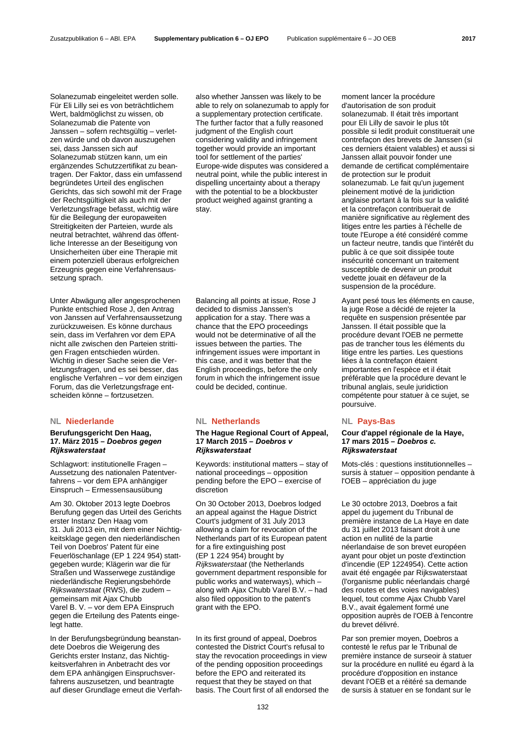Solanezumab eingeleitet werden solle. Für Eli Lilly sei es von beträchtlichem Wert, baldmöglichst zu wissen, ob Solanezumab die Patente von Janssen – sofern rechtsgültig – verletzen würde und ob davon auszugehen sei, dass Janssen sich auf Solanezumab stützen kann, um ein ergänzendes Schutzzertifikat zu beantragen. Der Faktor, dass ein umfassend begründetes Urteil des englischen Gerichts, das sich sowohl mit der Frage der Rechtsgültigkeit als auch mit der Verletzungsfrage befasst, wichtig wäre für die Beilegung der europaweiten Streitigkeiten der Parteien, wurde als neutral betrachtet, während das öffentliche Interesse an der Beseitigung von Unsicherheiten über eine Therapie mit einem potenziell überaus erfolgreichen Erzeugnis gegen eine Verfahrensaussetzung sprach.

Unter Abwägung aller angesprochenen Punkte entschied Rose J, den Antrag von Janssen auf Verfahrensaussetzung zurückzuweisen. Es könne durchaus sein, dass im Verfahren vor dem EPA nicht alle zwischen den Parteien strittigen Fragen entschieden würden. Wichtig in dieser Sache seien die Verletzungsfragen, und es sei besser, das englische Verfahren – vor dem einzigen Forum, das die Verletzungsfrage entscheiden könne – fortzusetzen.

## NL Niederlande

### Berufungsgericht Den Haag, 17. März 2015 – *Doebros gegen Rijkswaterstaat*

Schlagwort: institutionelle Fragen – Aussetzung des nationalen Patentverfahrens – vor dem EPA anhängiger Einspruch – Ermessensausübung

Am 30. Oktober 2013 legte Doebros Berufung gegen das Urteil des Gerichts erster Instanz Den Haag vom 31. Juli 2013 ein, mit dem einer Nichtigkeitsklage gegen den niederländischen Teil von Doebros' Patent für eine Feuerlöschanlage (EP 1 224 954) stattgegeben wurde; Klägerin war die für Straßen und Wasserwege zuständige niederländische Regierungsbehörde *Rijkswaterstaat* (RWS), die zudem – gemeinsam mit Ajax Chubb Varel B. V. – vor dem EPA Einspruch gegen die Erteilung des Patents eingelegt hatte.

In der Berufungsbegründung beanstandete Doebros die Weigerung des Gerichts erster Instanz, das Nichtigkeitsverfahren in Anbetracht des vor dem EPA anhängigen Einspruchsverfahrens auszusetzen, und beantragte auf dieser Grundlage erneut die Verfah-

also whether Janssen was likely to be able to rely on solanezumab to apply for a supplementary protection certificate. The further factor that a fully reasoned judgment of the English court considering validity and infringement together would provide an important tool for settlement of the parties' Europe-wide disputes was considered a neutral point, while the public interest in dispelling uncertainty about a therapy with the potential to be a blockbuster product weighed against granting a stay.

Balancing all points at issue, Rose J decided to dismiss Janssen's application for a stay. There was a chance that the EPO proceedings would not be determinative of all the issues between the parties. The infringement issues were important in this case, and it was better that the English proceedings, before the only forum in which the infringement issue could be decided, continue.

## NL Netherlands

### The Hague Regional Court of Appeal, 17 March 2015 – *Doebros v Rijkswaterstaat*

Keywords: institutional matters – stay of national proceedings – opposition pending before the EPO – exercise of discretion

On 30 October 2013, Doebros lodged an appeal against the Hague District Court's judgment of 31 July 2013 allowing a claim for revocation of the Netherlands part of its European patent for a fire extinguishing post (EP 1 224 954) brought by *Rijkswaterstaat* (the Netherlands government department responsible for public works and waterways), which – along with Ajax Chubb Varel B.V. – had also filed opposition to the patent's grant with the EPO.

In its first ground of appeal, Doebros contested the District Court's refusal to stay the revocation proceedings in view of the pending opposition proceedings before the EPO and reiterated its request that they be stayed on that basis. The Court first of all endorsed the

moment lancer la procédure d'autorisation de son produit solanezumab. Il était très important pour Eli Lilly de savoir le plus tôt possible si ledit produit constituerait une contrefaçon des brevets de Janssen (si ces derniers étaient valables) et aussi si Janssen allait pouvoir fonder une demande de certificat complémentaire de protection sur le produit solanezumab. Le fait qu'un jugement pleinement motivé de la juridiction anglaise portant à la fois sur la validité et la contrefaçon contribuerait de manière significative au règlement des litiges entre les parties à l'échelle de toute l'Europe a été considéré comme un facteur neutre, tandis que l'intérêt du public à ce que soit dissipée toute insécurité concernant un traitement susceptible de devenir un produit vedette jouait en défaveur de la suspension de la procédure.

Ayant pesé tous les éléments en cause, la juge Rose a décidé de rejeter la requête en suspension présentée par Janssen. Il était possible que la procédure devant l'OEB ne permette pas de trancher tous les éléments du litige entre les parties. Les questions liées à la contrefaçon étaient importantes en l'espèce et il était préférable que la procédure devant le tribunal anglais, seule juridiction compétente pour statuer à ce sujet, se poursuive.

## NL Pays-Bas

### Cour d'appel régionale de la Haye, 17 mars 2015 – *Doebros c. Rijkswaterstaat*

Mots-clés : questions institutionnelles – sursis à statuer – opposition pendante à l'OEB – appréciation du juge

Le 30 octobre 2013, Doebros a fait appel du jugement du Tribunal de première instance de La Haye en date du 31 juillet 2013 faisant droit à une action en nullité de la partie néerlandaise de son brevet européen ayant pour objet un poste d'extinction d'incendie (EP 1224954). Cette action avait été engagée par Rijkswaterstaat (l'organisme public néerlandais chargé des routes et des voies navigables) lequel, tout comme Ajax Chubb Varel B.V., avait également formé une opposition auprès de l'OEB à l'encontre du brevet délivré.

Par son premier moyen, Doebros a contesté le refus par le Tribunal de première instance de surseoir à statuer sur la procédure en nullité eu égard à la procédure d'opposition en instance devant l'OEB et a réitéré sa demande de sursis à statuer en se fondant sur le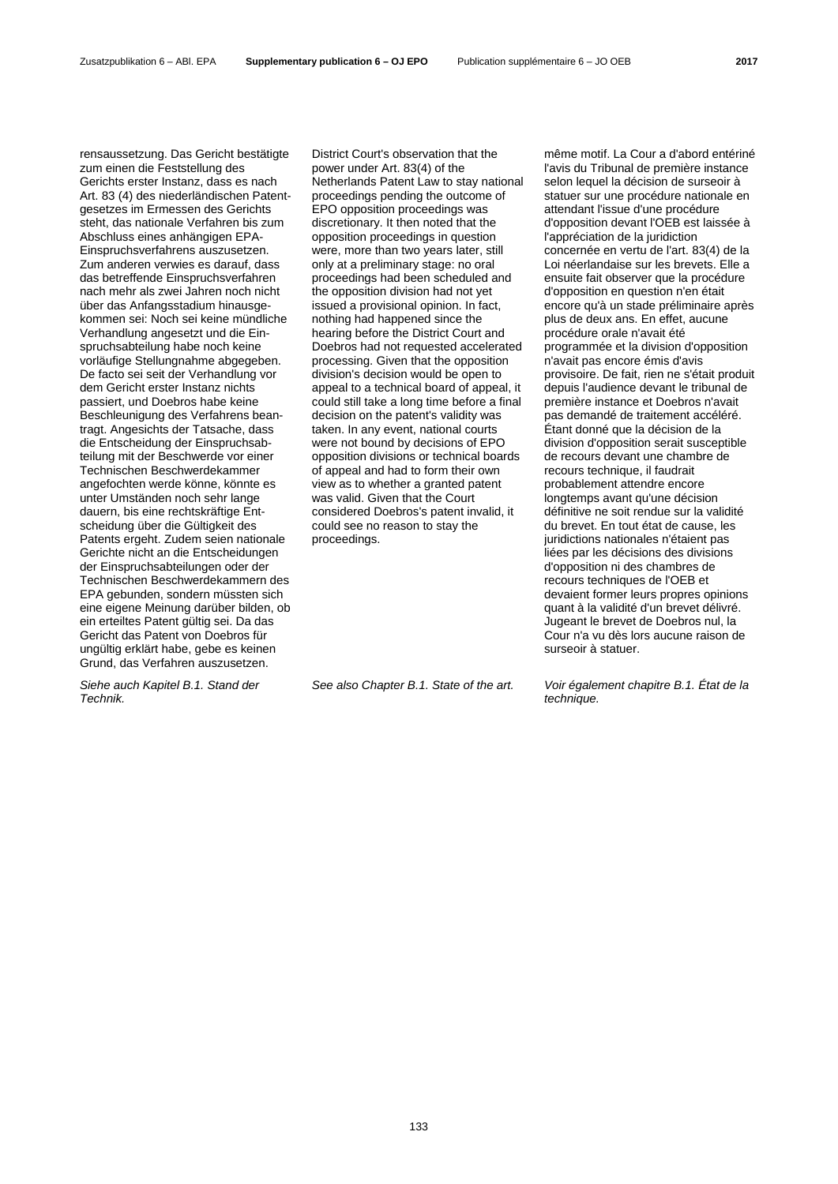rensaussetzung. Das Gericht bestätigte zum einen die Feststellung des Gerichts erster Instanz, dass es nach Art. 83 (4) des niederländischen Patentgesetzes im Ermessen des Gerichts steht, das nationale Verfahren bis zum Abschluss eines anhängigen EPA-Einspruchsverfahrens auszusetzen. Zum anderen verwies es darauf, dass das betreffende Einspruchsverfahren nach mehr als zwei Jahren noch nicht über das Anfangsstadium hinausgekommen sei: Noch sei keine mündliche Verhandlung angesetzt und die Einspruchsabteilung habe noch keine vorläufige Stellungnahme abgegeben. De facto sei seit der Verhandlung vor dem Gericht erster Instanz nichts passiert, und Doebros habe keine Beschleunigung des Verfahrens beantragt. Angesichts der Tatsache, dass die Entscheidung der Einspruchsabteilung mit der Beschwerde vor einer Technischen Beschwerdekammer angefochten werde könne, könnte es unter Umständen noch sehr lange dauern, bis eine rechtskräftige Entscheidung über die Gültigkeit des Patents ergeht. Zudem seien nationale Gerichte nicht an die Entscheidungen der Einspruchsabteilungen oder der Technischen Beschwerdekammern des EPA gebunden, sondern müssten sich eine eigene Meinung darüber bilden, ob ein erteiltes Patent gültig sei. Da das Gericht das Patent von Doebros für ungültig erklärt habe, gebe es keinen Grund, das Verfahren auszusetzen.

*Siehe auch Kapitel B.1. Stand der Technik.*

District Court's observation that the power under Art. 83(4) of the Netherlands Patent Law to stay national proceedings pending the outcome of EPO opposition proceedings was discretionary. It then noted that the opposition proceedings in question were, more than two years later, still only at a preliminary stage: no oral proceedings had been scheduled and the opposition division had not yet issued a provisional opinion. In fact, nothing had happened since the hearing before the District Court and Doebros had not requested accelerated processing. Given that the opposition division's decision would be open to appeal to a technical board of appeal, it could still take a long time before a final decision on the patent's validity was taken. In any event, national courts were not bound by decisions of EPO opposition divisions or technical boards of appeal and had to form their own view as to whether a granted patent was valid. Given that the Court considered Doebros's patent invalid, it could see no reason to stay the proceedings.

*See also Chapter B.1. State of the art.*

même motif. La Cour a d'abord entériné l'avis du Tribunal de première instance selon lequel la décision de surseoir à statuer sur une procédure nationale en attendant l'issue d'une procédure d'opposition devant l'OEB est laissée à l'appréciation de la juridiction concernée en vertu de l'art. 83(4) de la Loi néerlandaise sur les brevets. Elle a ensuite fait observer que la procédure d'opposition en question n'en était encore qu'à un stade préliminaire après plus de deux ans. En effet, aucune procédure orale n'avait été programmée et la division d'opposition n'avait pas encore émis d'avis provisoire. De fait, rien ne s'était produit depuis l'audience devant le tribunal de première instance et Doebros n'avait pas demandé de traitement accéléré. Étant donné que la décision de la division d'opposition serait susceptible de recours devant une chambre de recours technique, il faudrait probablement attendre encore longtemps avant qu'une décision définitive ne soit rendue sur la validité du brevet. En tout état de cause, les juridictions nationales n'étaient pas liées par les décisions des divisions d'opposition ni des chambres de recours techniques de l'OEB et devaient former leurs propres opinions quant à la validité d'un brevet délivré. Jugeant le brevet de Doebros nul, la Cour n'a vu dès lors aucune raison de surseoir à statuer.

*Voir également chapitre B.1. État de la technique.*